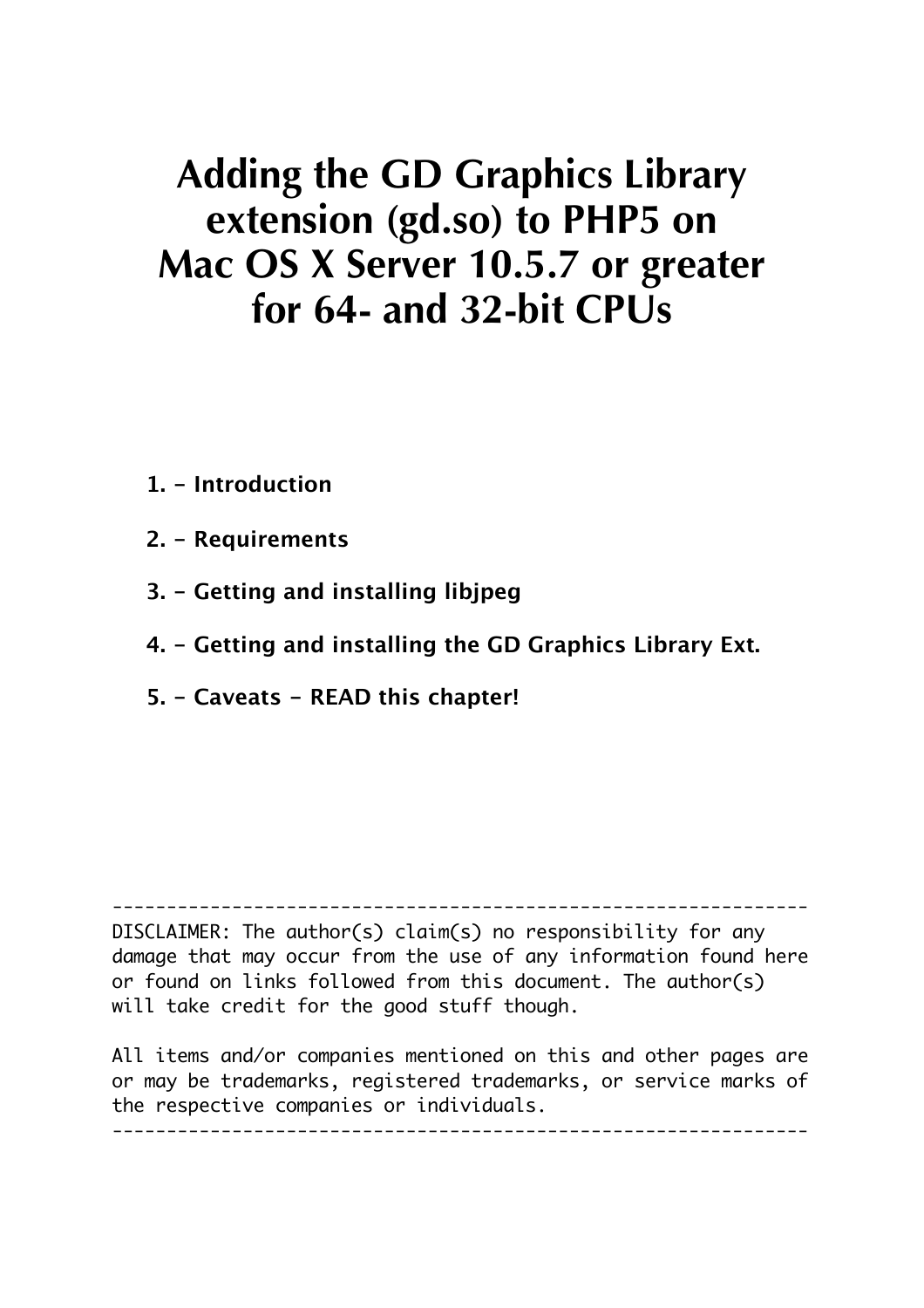# Adding the GD Graphics Library extension (gd.so) to PHP5 on Mac OS X Server 10.5.7 or greater for 64- and 32-bit CPUs

**1. - Introduction**

**2. - Requirements**

**3. - Getting and installing libjpeg**

**4. - Getting and installing the GD Graphics Library Ext.**

**5. - Caveats - READ this chapter!**

```
----------------------------------------------------------------
DISCLAIMER: The author(s) claim(s) no responsibility for any
damage that may occur from the use of any information found here
or found on links followed from this document. The author(s)
will take credit for the good stuff though.

All items and/or companies mentioned on this and other pages are
or may be trademarks, registered trademarks, or service marks of
the respective companies or individuals.
----------------------------------------------------------------
```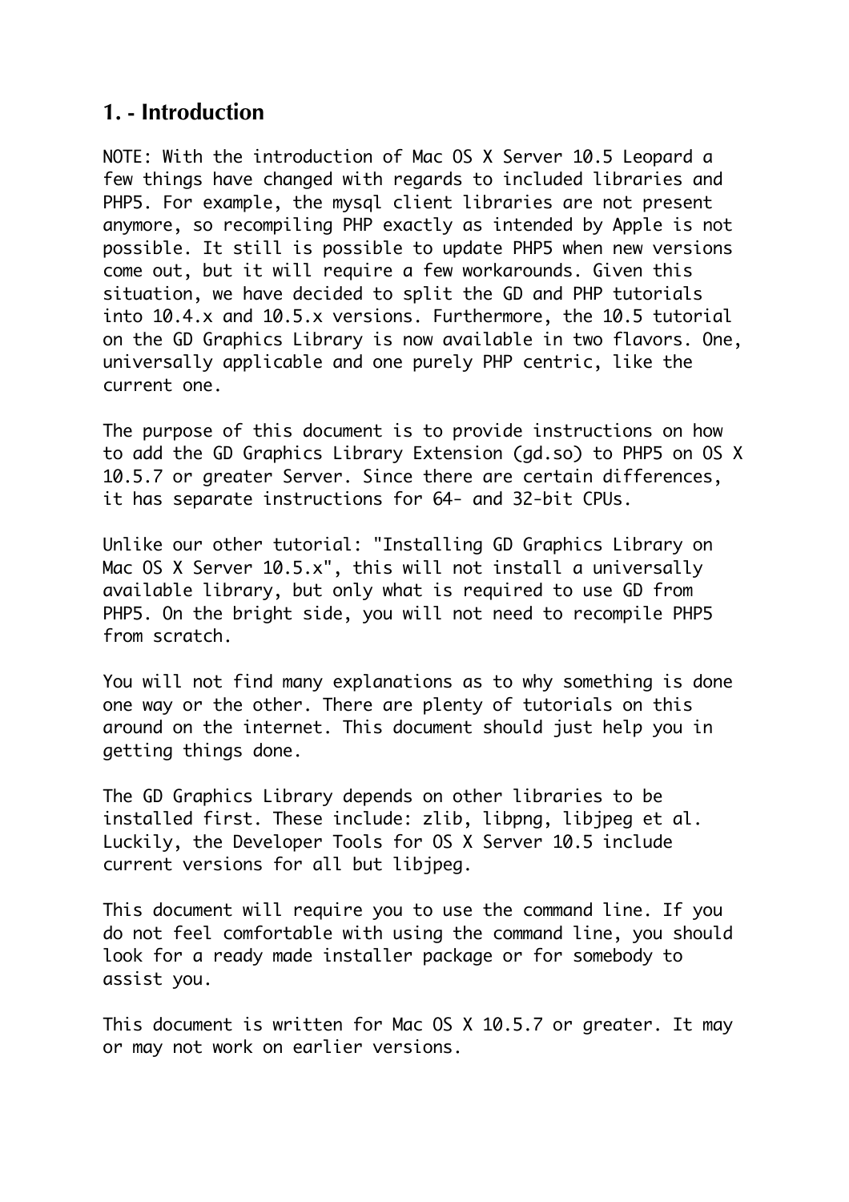## 1. - Introduction

NOTE: With the introduction of Mac OS X Server 10.5 Leopard a few things have changed with regards to included libraries and PHP5. For example, the mysql client libraries are not present anymore, so recompiling PHP exactly as intended by Apple is not possible. It still is possible to update PHP5 when new versions come out, but it will require a few workarounds. Given this situation, we have decided to split the GD and PHP tutorials into 10.4.x and 10.5.x versions. Furthermore, the 10.5 tutorial on the GD Graphics Library is now available in two flavors. One, universally applicable and one purely PHP centric, like the current one.

The purpose of this document is to provide instructions on how to add the GD Graphics Library Extension (gd.so) to PHP5 on OS X 10.5.7 or greater Server. Since there are certain differences, it has separate instructions for 64- and 32-bit CPUs.

Unlike our other tutorial: "Installing GD Graphics Library on Mac OS X Server 10.5.x", this will not install a universally available library, but only what is required to use GD from PHP5. On the bright side, you will not need to recompile PHP5 from scratch.

You will not find many explanations as to why something is done one way or the other. There are plenty of tutorials on this around on the internet. This document should just help you in getting things done.

The GD Graphics Library depends on other libraries to be installed first. These include: zlib, libpng, libjpeg et al. Luckily, the Developer Tools for OS X Server 10.5 include current versions for all but libjpeg.

This document will require you to use the command line. If you do not feel comfortable with using the command line, you should look for a ready made installer package or for somebody to assist you.

This document is written for Mac OS X 10.5.7 or greater. It may or may not work on earlier versions.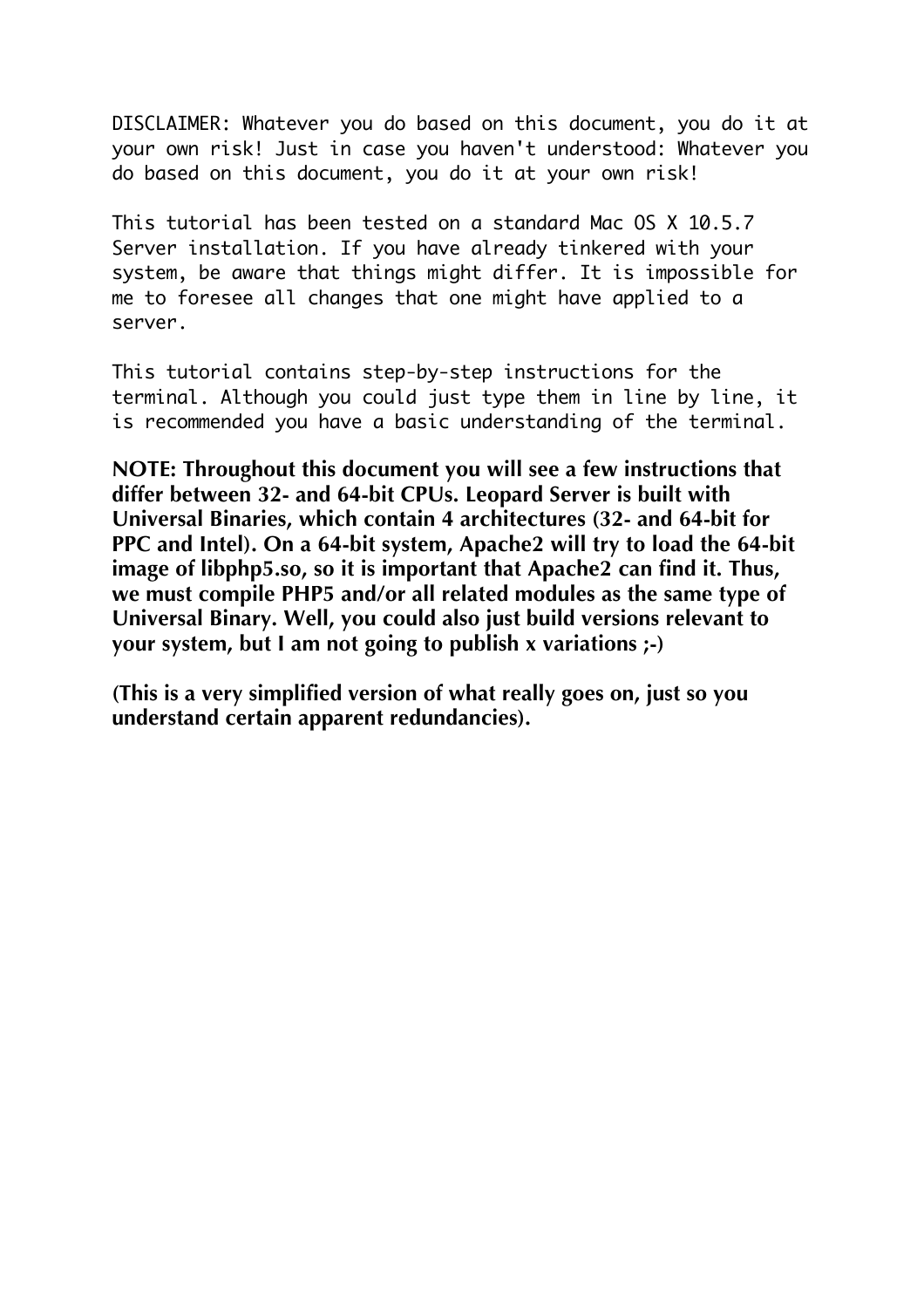DISCLAIMER: Whatever you do based on this document, you do it at your own risk! Just in case you haven't understood: Whatever you do based on this document, you do it at your own risk!

This tutorial has been tested on a standard Mac OS X 10.5.7 Server installation. If you have already tinkered with your system, be aware that things might differ. It is impossible for me to foresee all changes that one might have applied to a server.

This tutorial contains step-by-step instructions for the terminal. Although you could just type them in line by line, it is recommended you have a basic understanding of the terminal.

**NOTE: Throughout this document you will see a few instructions that differ between 32- and 64-bit CPUs. Leopard Server is built with Universal Binaries, which contain 4 architectures (32- and 64-bit for PPC and Intel). On a 64-bit system, Apache2 will try to load the 64-bit image of libphp5.so, so it is important that Apache2 can find it. Thus, we must compile PHP5 and/or all related modules as the same type of Universal Binary. Well, you could also just build versions relevant to your system, but I am not going to publish x variations ;-)**

**(This is a very simplified version of what really goes on, just so you understand certain apparent redundancies).**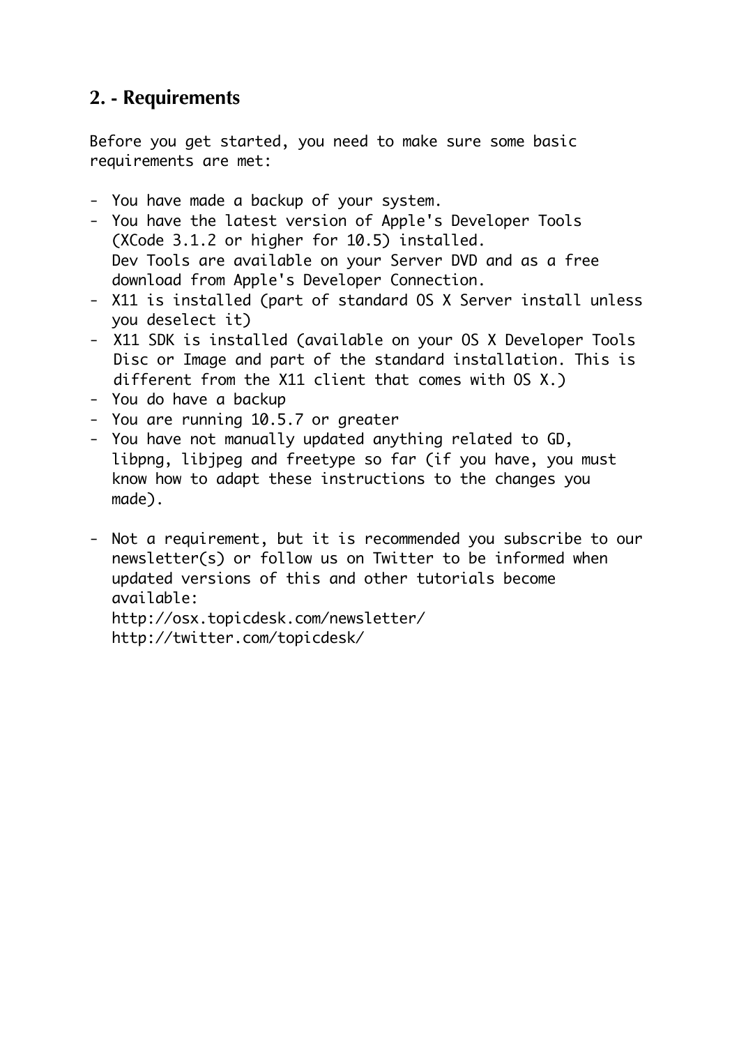## 2. - Requirements

Before you get started, you need to make sure some basic requirements are met:

- You have made a backup of your system.
- You have the latest version of Apple's Developer Tools (XCode 3.1.2 or higher for 10.5) installed. Dev Tools are available on your Server DVD and as a free download from Apple's Developer Connection.
- X11 is installed (part of standard OS X Server install unless you deselect it)
- X11 SDK is installed (available on your OS X Developer Tools Disc or Image and part of the standard installation. This is different from the X11 client that comes with OS X.)
- You do have a backup
- You are running 10.5.7 or greater
- You have not manually updated anything related to GD, libpng, libjpeg and freetype so far (if you have, you must know how to adapt these instructions to the changes you made).

- Not a requirement, but it is recommended you subscribe to our newsletter(s) or follow us on Twitter to be informed when updated versions of this and other tutorials become available:
  http://osx.topicdesk.com/newsletter/
  http://twitter.com/topicdesk/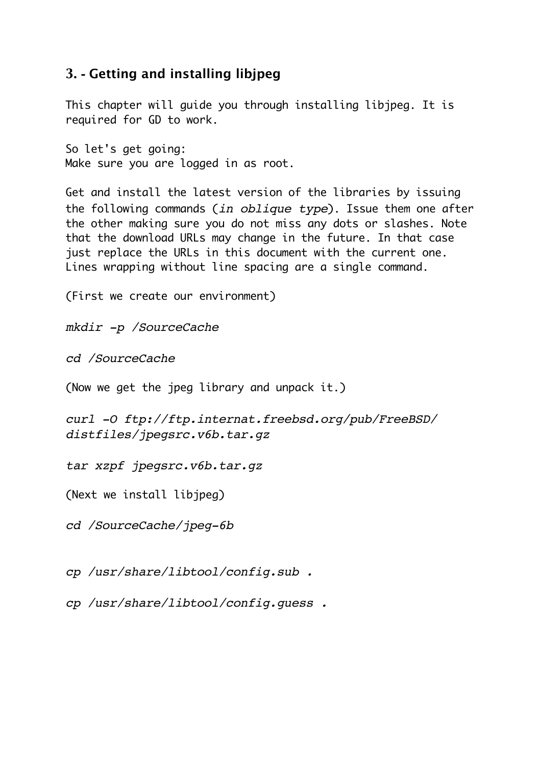## 3. - Getting and installing libjpeg

This chapter will guide you through installing libjpeg. It is required for GD to work.

So let's get going:
Make sure you are logged in as root.

Get and install the latest version of the libraries by issuing the following commands (*in oblique type*). Issue them one after the other making sure you do not miss any dots or slashes. Note that the download URLs may change in the future. In that case just replace the URLs in this document with the current one. Lines wrapping without line spacing are a single command.

(First we create our environment)

*mkdir -p /SourceCache*

*cd /SourceCache*

(Now we get the jpeg library and unpack it.)

*curl -O ftp://ftp.internat.freebsd.org/pub/FreeBSD/distfiles/jpegsrc.v6b.tar.gz*

*tar xzpf jpegsrc.v6b.tar.gz*

(Next we install libjpeg)

*cd /SourceCache/jpeg-6b*

*cp /usr/share/libtool/config.sub .*

*cp /usr/share/libtool/config.guess .*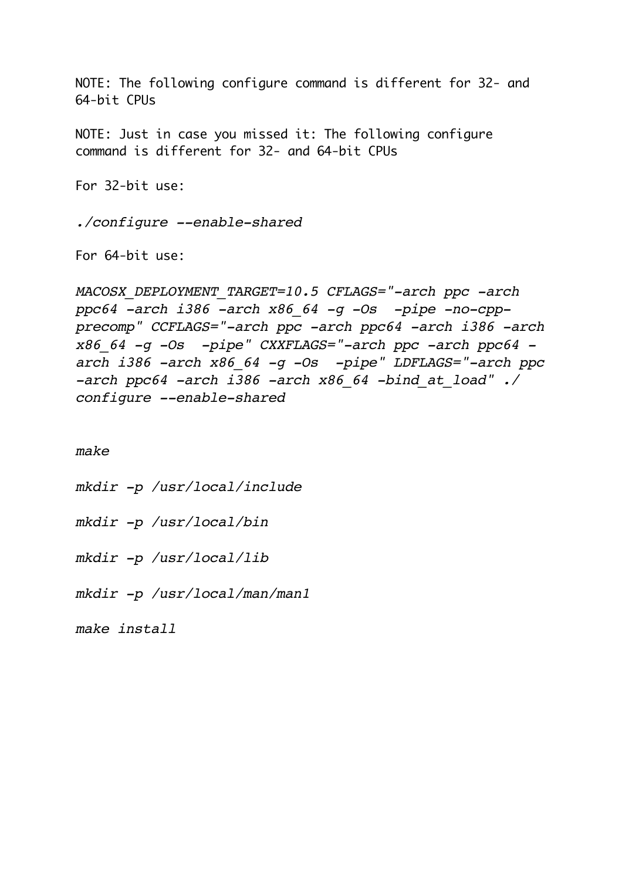NOTE: The following configure command is different for 32- and 64-bit CPUs

NOTE: Just in case you missed it: The following configure command is different for 32- and 64-bit CPUs

For 32-bit use:

```
./configure --enable-shared
```

For 64-bit use:

```
MACOSX_DEPLOYMENT_TARGET=10.5 CFLAGS="-arch ppc -arch ppc64 -arch i386 -arch x86_64 -g -Os  -pipe -no-cpp-precomp" CCFLAGS="-arch ppc -arch ppc64 -arch i386 -arch x86_64 -g -Os  -pipe" CXXFLAGS="-arch ppc -arch ppc64 -arch i386 -arch x86_64 -g -Os  -pipe" LDFLAGS="-arch ppc -arch ppc64 -arch i386 -arch x86_64 -bind_at_load" ./configure --enable-shared
```

```
make
```

```
mkdir -p /usr/local/include
```

```
mkdir -p /usr/local/bin
```

```
mkdir -p /usr/local/lib
```

```
mkdir -p /usr/local/man/man1
```

```
make install
```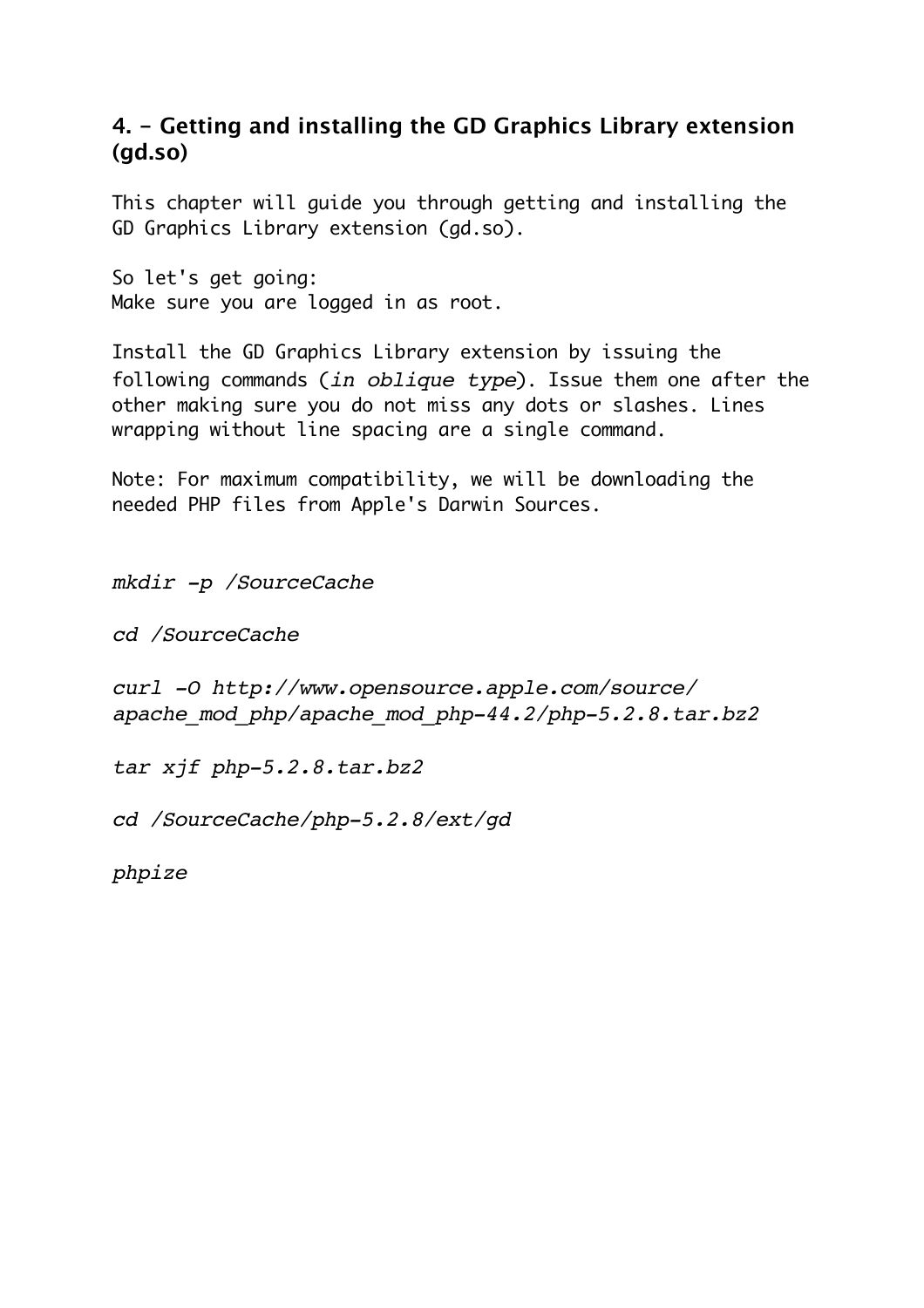## 4. - Getting and installing the GD Graphics Library extension (gd.so)

This chapter will guide you through getting and installing the GD Graphics Library extension (gd.so).

So let's get going:
Make sure you are logged in as root.

Install the GD Graphics Library extension by issuing the following commands (*in oblique type*). Issue them one after the other making sure you do not miss any dots or slashes. Lines wrapping without line spacing are a single command.

Note: For maximum compatibility, we will be downloading the needed PHP files from Apple's Darwin Sources.

*mkdir -p /SourceCache*

*cd /SourceCache*

*curl -O http://www.opensource.apple.com/source/apache_mod_php/apache_mod_php-44.2/php-5.2.8.tar.bz2*

*tar xjf php-5.2.8.tar.bz2*

*cd /SourceCache/php-5.2.8/ext/gd*

*phpize*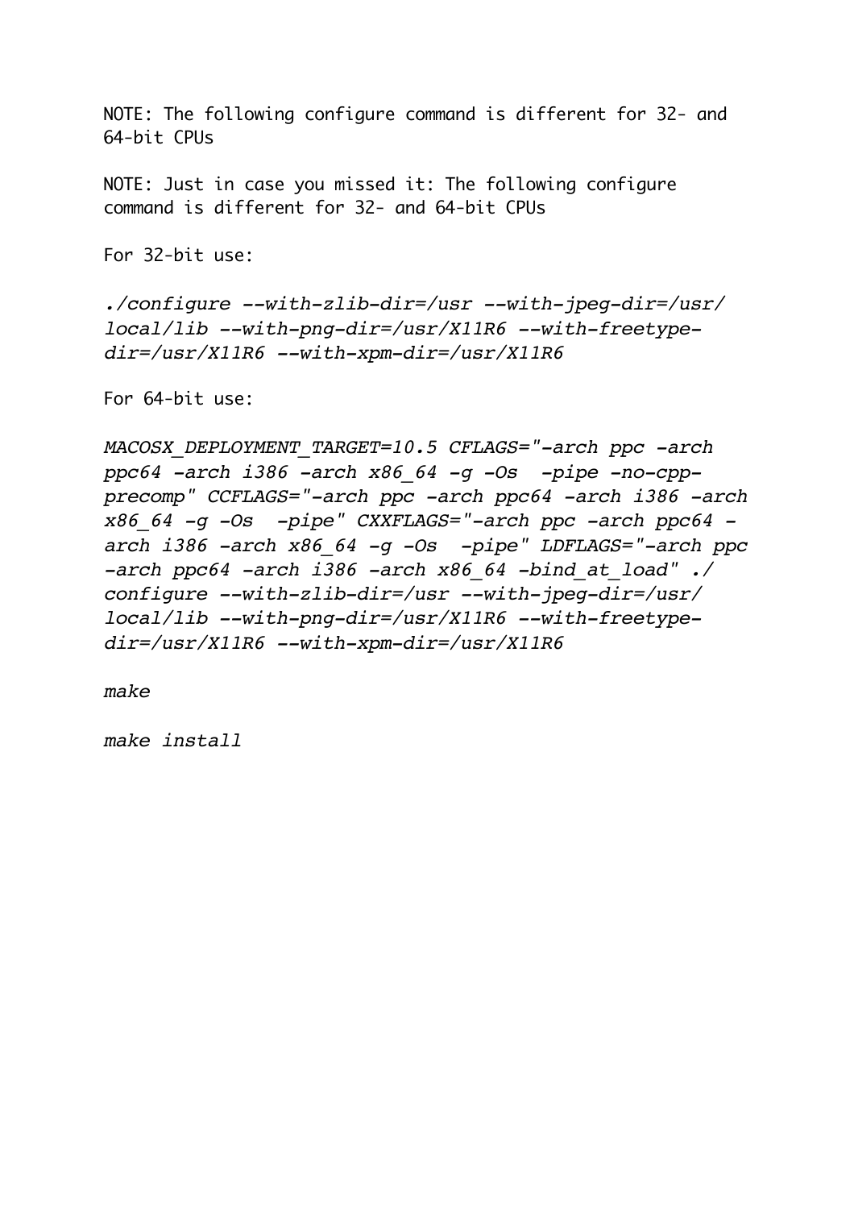NOTE: The following configure command is different for 32- and 64-bit CPUs

NOTE: Just in case you missed it: The following configure command is different for 32- and 64-bit CPUs

For 32-bit use:

```
./configure --with-zlib-dir=/usr --with-jpeg-dir=/usr/local/lib --with-png-dir=/usr/X11R6 --with-freetype-dir=/usr/X11R6 --with-xpm-dir=/usr/X11R6
```

For 64-bit use:

```
MACOSX_DEPLOYMENT_TARGET=10.5 CFLAGS="-arch ppc -arch ppc64 -arch i386 -arch x86_64 -g -Os  -pipe -no-cpp-precomp" CCFLAGS="-arch ppc -arch ppc64 -arch i386 -arch x86_64 -g -Os  -pipe" CXXFLAGS="-arch ppc -arch ppc64 -arch i386 -arch x86_64 -g -Os  -pipe" LDFLAGS="-arch ppc -arch ppc64 -arch i386 -arch x86_64 -bind_at_load" ./configure --with-zlib-dir=/usr --with-jpeg-dir=/usr/local/lib --with-png-dir=/usr/X11R6 --with-freetype-dir=/usr/X11R6 --with-xpm-dir=/usr/X11R6
```

```
make
```

```
make install
```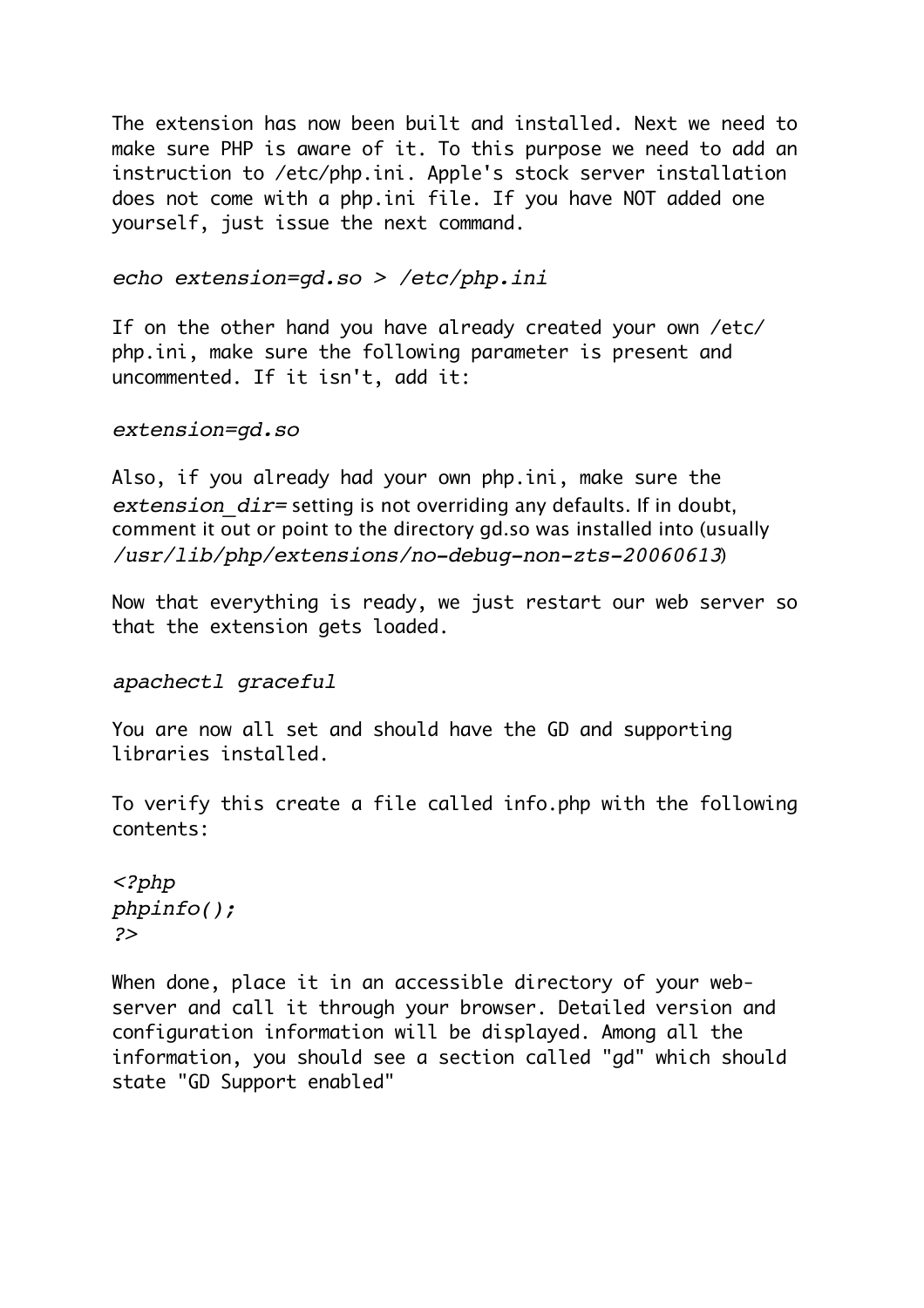The extension has now been built and installed. Next we need to make sure PHP is aware of it. To this purpose we need to add an instruction to /etc/php.ini. Apple's stock server installation does not come with a php.ini file. If you have NOT added one yourself, just issue the next command.

```
echo extension=gd.so > /etc/php.ini
```

If on the other hand you have already created your own /etc/php.ini, make sure the following parameter is present and uncommented. If it isn't, add it:

```
extension=gd.so
```

Also, if you already had your own php.ini, make sure the *extension_dir=* setting is not overriding any defaults. If in doubt, comment it out or point to the directory gd.so was installed into (usually */usr/lib/php/extensions/no-debug-non-zts-20060613*)

Now that everything is ready, we just restart our web server so that the extension gets loaded.

```
apachectl graceful
```

You are now all set and should have the GD and supporting libraries installed.

To verify this create a file called info.php with the following contents:

```
<?php
phpinfo();
?>
```

When done, place it in an accessible directory of your web-server and call it through your browser. Detailed version and configuration information will be displayed. Among all the information, you should see a section called "gd" which should state "GD Support enabled"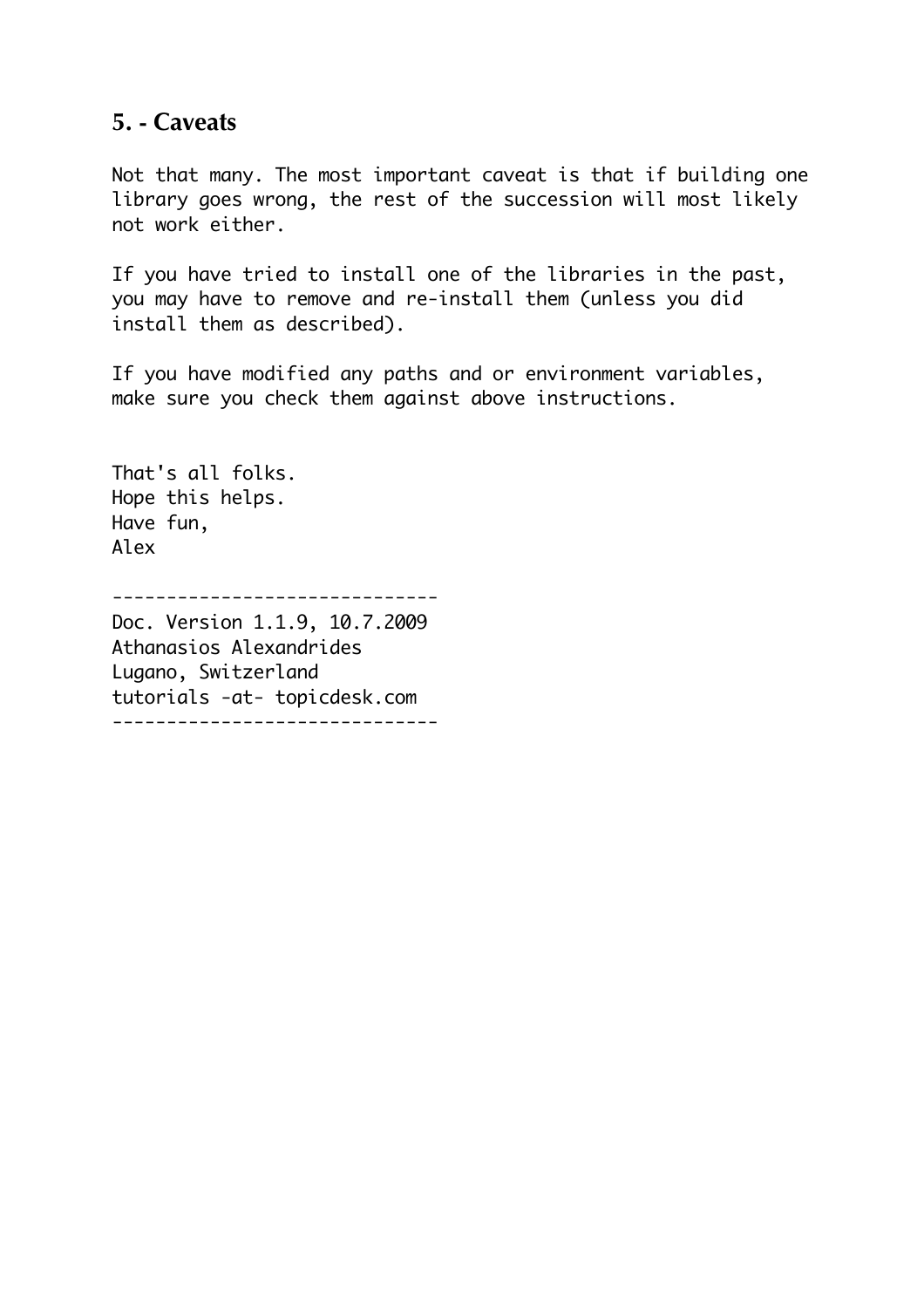## 5. - Caveats

Not that many. The most important caveat is that if building one library goes wrong, the rest of the succession will most likely not work either.

If you have tried to install one of the libraries in the past, you may have to remove and re-install them (unless you did install them as described).

If you have modified any paths and or environment variables, make sure you check them against above instructions.

That's all folks.
Hope this helps.
Have fun,
Alex

------------------------------
Doc. Version 1.1.9, 10.7.2009
Athanasios Alexandrides
Lugano, Switzerland
tutorials -at- topicdesk.com
------------------------------